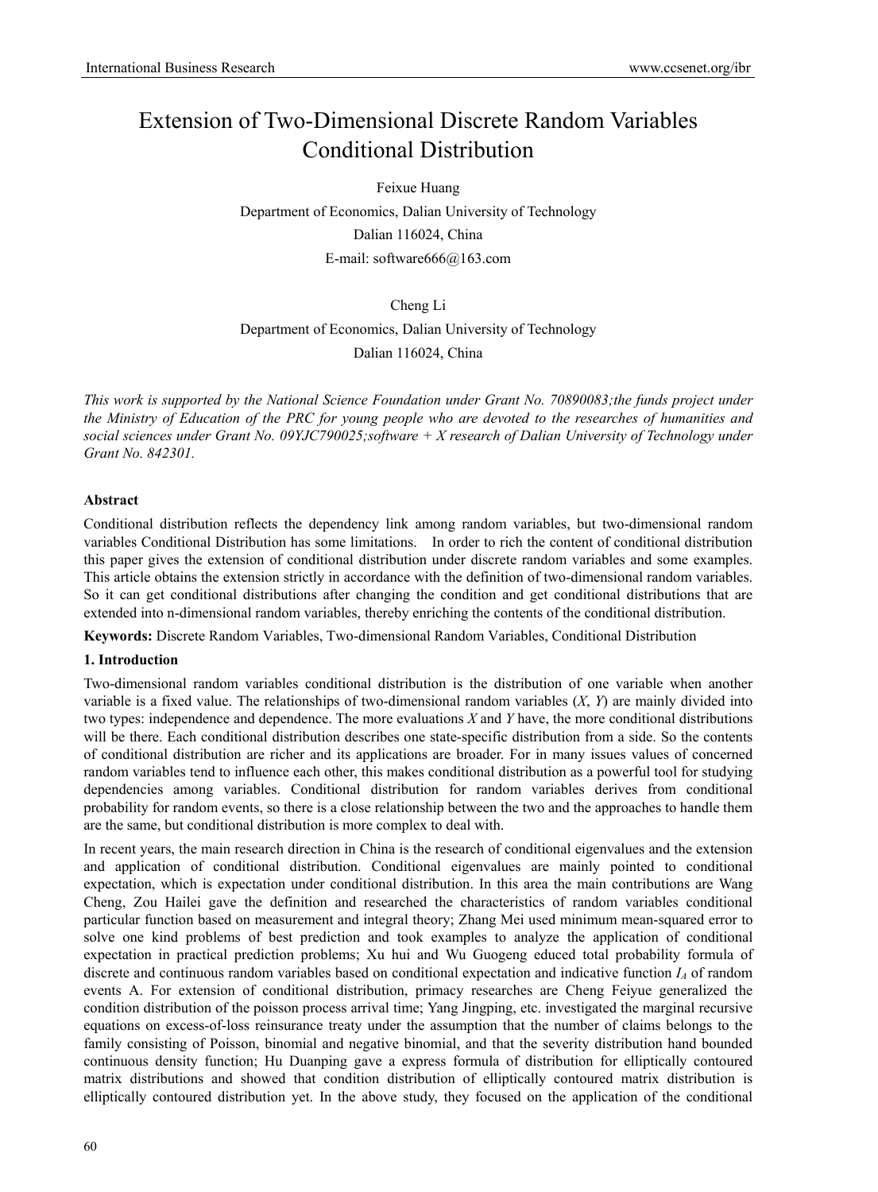# Extension of Two-Dimensional Discrete Random Variables Conditional Distribution

Feixue Huang

Department of Economics, Dalian University of Technology

Dalian 116024, China

E-mail: software666@163.com

Cheng Li

Department of Economics, Dalian University of Technology

Dalian 116024, China

*This work is supported by the National Science Foundation under Grant No. 70890083;the funds project under the Ministry of Education of the PRC for young people who are devoted to the researches of humanities and social sciences under Grant No. 09YJC790025;software + X research of Dalian University of Technology under Grant No. 842301.*

**Abstract**

Conditional distribution reflects the dependency link among random variables, but two-dimensional random variables Conditional Distribution has some limitations. In order to rich the content of conditional distribution this paper gives the extension of conditional distribution under discrete random variables and some examples. This article obtains the extension strictly in accordance with the definition of two-dimensional random variables. So it can get conditional distributions after changing the condition and get conditional distributions that are extended into n-dimensional random variables, thereby enriching the contents of the conditional distribution.

**Keywords:** Discrete Random Variables, Two-dimensional Random Variables, Conditional Distribution

## 1. Introduction

Two-dimensional random variables conditional distribution is the distribution of one variable when another variable is a fixed value. The relationships of two-dimensional random variables ($X$, $Y$) are mainly divided into two types: independence and dependence. The more evaluations $X$ and $Y$ have, the more conditional distributions will be there. Each conditional distribution describes one state-specific distribution from a side. So the contents of conditional distribution are richer and its applications are broader. For in many issues values of concerned random variables tend to influence each other, this makes conditional distribution as a powerful tool for studying dependencies among variables. Conditional distribution for random variables derives from conditional probability for random events, so there is a close relationship between the two and the approaches to handle them are the same, but conditional distribution is more complex to deal with.

In recent years, the main research direction in China is the research of conditional eigenvalues and the extension and application of conditional distribution. Conditional eigenvalues are mainly pointed to conditional expectation, which is expectation under conditional distribution. In this area the main contributions are Wang Cheng, Zou Hailei gave the definition and researched the characteristics of random variables conditional particular function based on measurement and integral theory; Zhang Mei used minimum mean-squared error to solve one kind problems of best prediction and took examples to analyze the application of conditional expectation in practical prediction problems; Xu hui and Wu Guogeng educed total probability formula of discrete and continuous random variables based on conditional expectation and indicative function $I_A$ of random events A. For extension of conditional distribution, primacy researches are Cheng Feiyue generalized the condition distribution of the poisson process arrival time; Yang Jingping, etc. investigated the marginal recursive equations on excess-of-loss reinsurance treaty under the assumption that the number of claims belongs to the family consisting of Poisson, binomial and negative binomial, and that the severity distribution hand bounded continuous density function; Hu Duanping gave a express formula of distribution for elliptically contoured matrix distributions and showed that condition distribution of elliptically contoured matrix distribution is elliptically contoured distribution yet. In the above study, they focused on the application of the conditional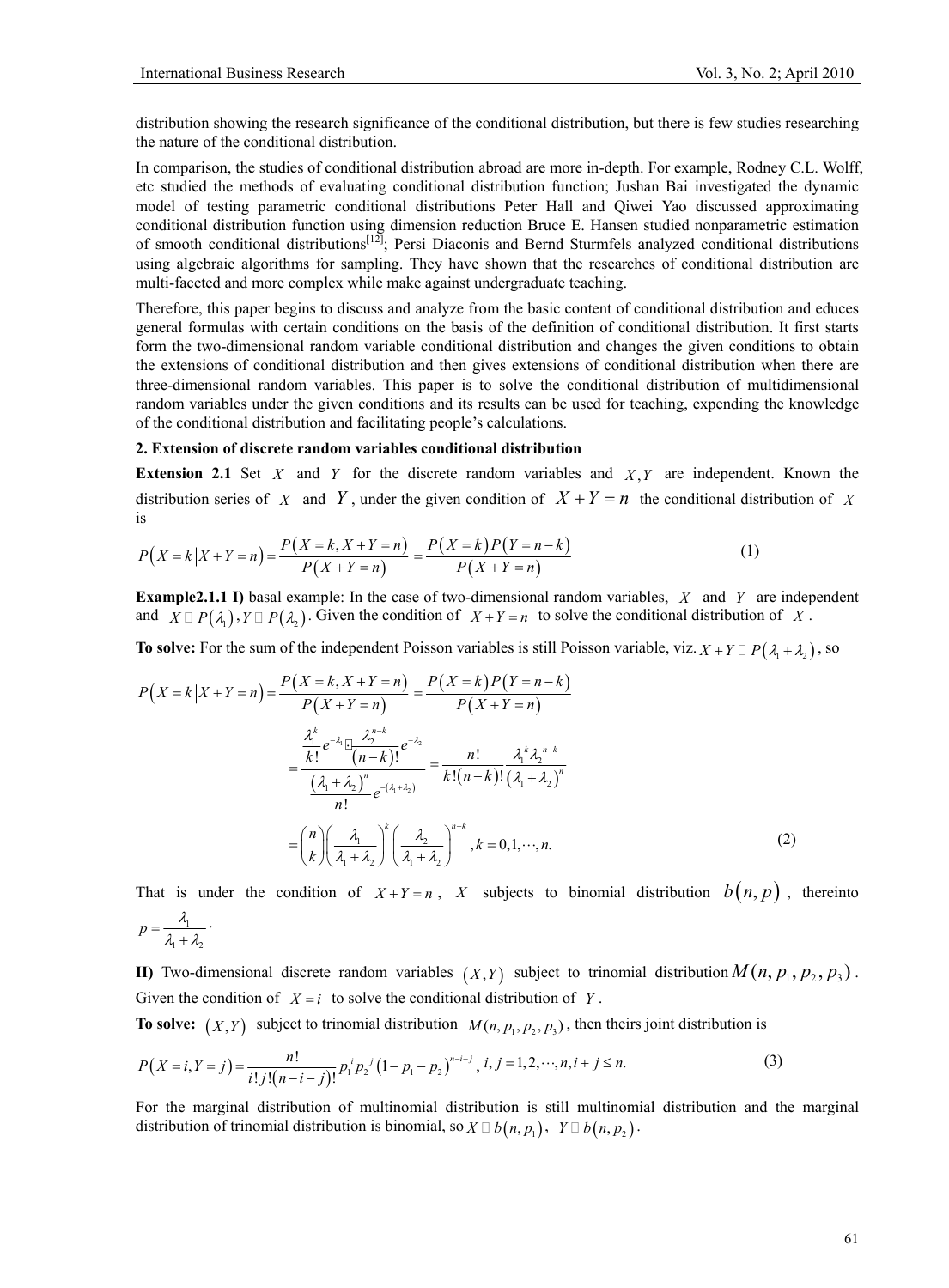distribution showing the research significance of the conditional distribution, but there is few studies researching the nature of the conditional distribution.

In comparison, the studies of conditional distribution abroad are more in-depth. For example, Rodney C.L. Wolff, etc studied the methods of evaluating conditional distribution function; Jushan Bai investigated the dynamic model of testing parametric conditional distributions Peter Hall and Qiwei Yao discussed approximating conditional distribution function using dimension reduction Bruce E. Hansen studied nonparametric estimation of smooth conditional distributions[12]; Persi Diaconis and Bernd Sturmfels analyzed conditional distributions using algebraic algorithms for sampling. They have shown that the researches of conditional distribution are multi-faceted and more complex while make against undergraduate teaching.

Therefore, this paper begins to discuss and analyze from the basic content of conditional distribution and educes general formulas with certain conditions on the basis of the definition of conditional distribution. It first starts form the two-dimensional random variable conditional distribution and changes the given conditions to obtain the extensions of conditional distribution and then gives extensions of conditional distribution when there are three-dimensional random variables. This paper is to solve the conditional distribution of multidimensional random variables under the given conditions and its results can be used for teaching, expending the knowledge of the conditional distribution and facilitating people's calculations.

**2. Extension of discrete random variables conditional distribution**

**Extension 2.1** Set $X$ and $Y$ for the discrete random variables and $X, Y$ are independent. Known the distribution series of $X$ and $Y$, under the given condition of $X+Y=n$ the conditional distribution of $X$ is

$$P\left(X=k \mid X+Y=n\right)=\frac{P\left(X=k, X+Y=n\right)}{P\left(X+Y=n\right)}=\frac{P\left(X=k\right)P\left(Y=n-k\right)}{P\left(X+Y=n\right)} \tag{1}$$

**Example2.1.1 I)** basal example: In the case of two-dimensional random variables, $X$ and $Y$ are independent and $X \sim P\left(\lambda_1\right), Y \sim P\left(\lambda_2\right)$. Given the condition of $X+Y=n$ to solve the conditional distribution of $X$.

**To solve:** For the sum of the independent Poisson variables is still Poisson variable, viz. $X+Y \sim P\left(\lambda_1+\lambda_2\right)$, so

$$\begin{aligned}
P\left(X=k \mid X+Y=n\right)&=\frac{P\left(X=k, X+Y=n\right)}{P\left(X+Y=n\right)}=\frac{P\left(X=k\right)P\left(Y=n-k\right)}{P\left(X+Y=n\right)} \\
&=\frac{\dfrac{\lambda_1^k}{k!}e^{-\lambda_1} \cdot \dfrac{\lambda_2^{n-k}}{\left(n-k\right)!}e^{-\lambda_2}}{\dfrac{\left(\lambda_1+\lambda_2\right)^n}{n!}e^{-\left(\lambda_1+\lambda_2\right)}}=\frac{n!}{k!\left(n-k\right)!}\frac{\lambda_1^{k}\lambda_2^{n-k}}{\left(\lambda_1+\lambda_2\right)^n} \\
&=\binom{n}{k}\left(\frac{\lambda_1}{\lambda_1+\lambda_2}\right)^k\left(\frac{\lambda_2}{\lambda_1+\lambda_2}\right)^{n-k}, k=0,1,\cdots,n.
\end{aligned} \tag{2}$$

That is under the condition of $X+Y=n$, $X$ subjects to binomial distribution $b\left(n,p\right)$, thereinto $p=\dfrac{\lambda_1}{\lambda_1+\lambda_2}$.

**II)** Two-dimensional discrete random variables $\left(X,Y\right)$ subject to trinomial distribution $M(n,p_1,p_2,p_3)$. Given the condition of $X=i$ to solve the conditional distribution of $Y$.

**To solve:** $\left(X,Y\right)$ subject to trinomial distribution $M(n,p_1,p_2,p_3)$, then theirs joint distribution is

$$P\left(X=i,Y=j\right)=\frac{n!}{i!j!\left(n-i-j\right)!}p_1^i p_2^j\left(1-p_1-p_2\right)^{n-i-j}, i,j=1,2,\cdots,n,i+j\leq n. \tag{3}$$

For the marginal distribution of multinomial distribution is still multinomial distribution and the marginal distribution of trinomial distribution is binomial, so $X \sim b\left(n,p_1\right)$, $Y \sim b\left(n,p_2\right)$.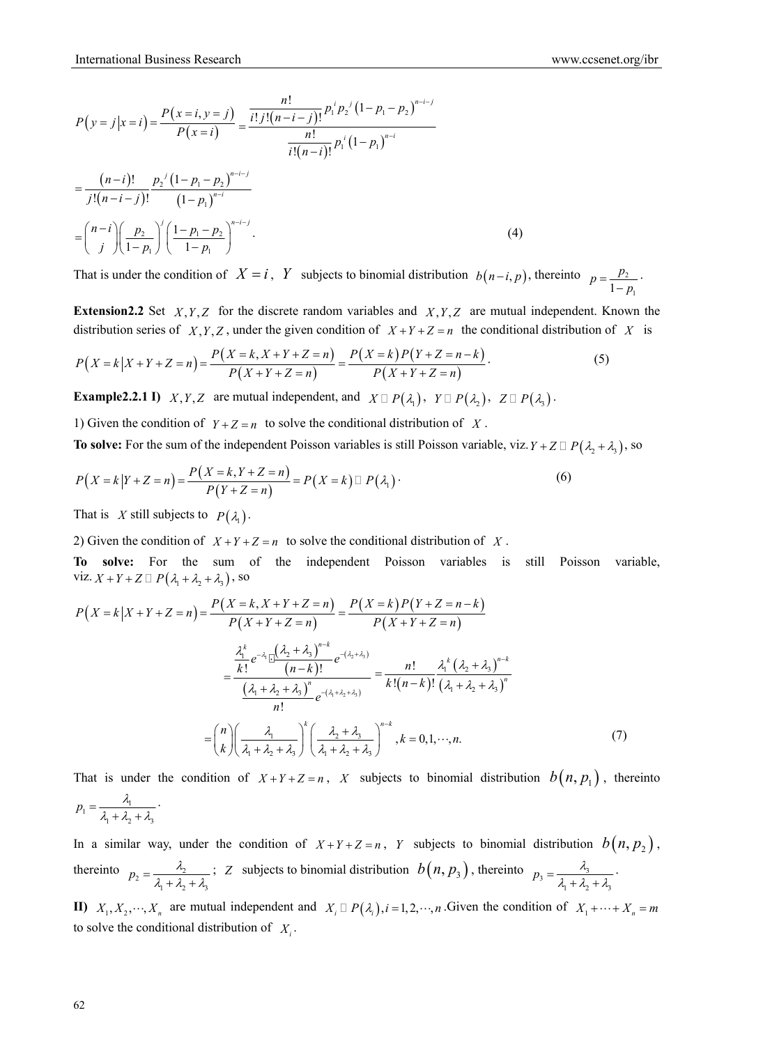$$P(y=j|x=i)=\frac{P(x=i,y=j)}{P(x=i)}=\frac{\dfrac{n!}{i!j!(n-i-j)!}p_1^i p_2^j(1-p_1-p_2)^{n-i-j}}{\dfrac{n!}{i!(n-i)!}p_1^i(1-p_1)^{n-i}}$$

$$=\frac{(n-i)!}{j!(n-i-j)!}\frac{p_2^j(1-p_1-p_2)^{n-i-j}}{(1-p_1)^{n-i}}$$

$$=\binom{n-i}{j}\left(\frac{p_2}{1-p_1}\right)^j\left(\frac{1-p_1-p_2}{1-p_1}\right)^{n-i-j}. \tag{4}$$

That is under the condition of $X=i$, $Y$ subjects to binomial distribution $b(n-i,p)$, thereinto $p=\frac{p_2}{1-p_1}$.

**Extension2.2** Set $X,Y,Z$ for the discrete random variables and $X,Y,Z$ are mutual independent. Known the distribution series of $X,Y,Z$, under the given condition of $X+Y+Z=n$ the conditional distribution of $X$ is

$$P(X=k|X+Y+Z=n)=\frac{P(X=k,X+Y+Z=n)}{P(X+Y+Z=n)}=\frac{P(X=k)P(Y+Z=n-k)}{P(X+Y+Z=n)}. \tag{5}$$

**Example2.2.1 I)** $X,Y,Z$ are mutual independent, and $X\sim P(\lambda_1)$, $Y\sim P(\lambda_2)$, $Z\sim P(\lambda_3)$.

1) Given the condition of $Y+Z=n$ to solve the conditional distribution of $X$.

**To solve:** For the sum of the independent Poisson variables is still Poisson variable, viz. $Y+Z\sim P(\lambda_2+\lambda_3)$, so

$$P(X=k|Y+Z=n)=\frac{P(X=k,Y+Z=n)}{P(Y+Z=n)}=P(X=k)\sim P(\lambda_1). \tag{6}$$

That is $X$ still subjects to $P(\lambda_1)$.

2) Given the condition of $X+Y+Z=n$ to solve the conditional distribution of $X$.

**To solve:** For the sum of the independent Poisson variables is still Poisson variable, viz. $X+Y+Z\sim P(\lambda_1+\lambda_2+\lambda_3)$, so

$$P(X=k|X+Y+Z=n)=\frac{P(X=k,X+Y+Z=n)}{P(X+Y+Z=n)}=\frac{P(X=k)P(Y+Z=n-k)}{P(X+Y+Z=n)}$$

$$=\frac{\dfrac{\lambda_1^k}{k!}e^{-\lambda_1}\cdot\dfrac{(\lambda_2+\lambda_3)^{n-k}}{(n-k)!}e^{-(\lambda_2+\lambda_3)}}{\dfrac{(\lambda_1+\lambda_2+\lambda_3)^n}{n!}e^{-(\lambda_1+\lambda_2+\lambda_3)}}=\frac{n!}{k!(n-k)!}\frac{\lambda_1^k(\lambda_2+\lambda_3)^{n-k}}{(\lambda_1+\lambda_2+\lambda_3)^n}$$

$$=\binom{n}{k}\left(\frac{\lambda_1}{\lambda_1+\lambda_2+\lambda_3}\right)^k\left(\frac{\lambda_2+\lambda_3}{\lambda_1+\lambda_2+\lambda_3}\right)^{n-k}, k=0,1,\cdots,n. \tag{7}$$

That is under the condition of $X+Y+Z=n$, $X$ subjects to binomial distribution $b(n,p_1)$, thereinto $p_1=\frac{\lambda_1}{\lambda_1+\lambda_2+\lambda_3}$.

In a similar way, under the condition of $X+Y+Z=n$, $Y$ subjects to binomial distribution $b(n,p_2)$, thereinto $p_2=\frac{\lambda_2}{\lambda_1+\lambda_2+\lambda_3}$; $Z$ subjects to binomial distribution $b(n,p_3)$, thereinto $p_3=\frac{\lambda_3}{\lambda_1+\lambda_2+\lambda_3}$.

**II)** $X_1,X_2,\cdots,X_n$ are mutual independent and $X_i\sim P(\lambda_i), i=1,2,\cdots,n$. Given the condition of $X_1+\cdots+X_n=m$ to solve the conditional distribution of $X_i$.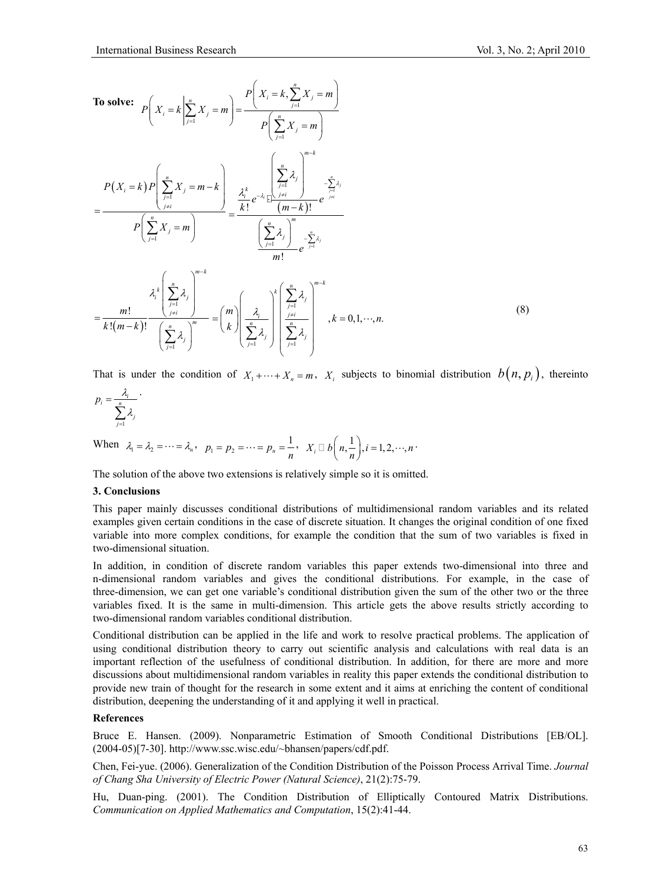**To solve:** $P\left(X_i = k \middle| \sum_{j=1}^{n} X_j = m\right) = \dfrac{P\left(X_i = k, \sum_{j=1}^{n} X_j = m\right)}{P\left(\sum_{j=1}^{n} X_j = m\right)}$

$$
= \frac{P(X_i = k) P\left(\sum_{\substack{j=1 \\ j \neq i}}^{n} X_j = m - k\right)}{P\left(\sum_{j=1}^{n} X_j = m\right)} = \frac{\dfrac{\lambda_i^k}{k!} e^{-\lambda_i} \cdot \dfrac{\left(\sum_{\substack{j=1 \\ j \neq i}}^{n} \lambda_j\right)^{m-k}}{(m-k)!} e^{-\sum_{\substack{j=1 \\ j \neq i}}^{n} \lambda_j}}{\dfrac{\left(\sum_{j=1}^{n} \lambda_j\right)^m}{m!} e^{-\sum_{j=1}^{n} \lambda_j}}
$$

$$
= \frac{m!}{k!(m-k)!} \frac{\lambda_i^k \left(\sum_{\substack{j=1 \\ j \neq i}}^{n} \lambda_j\right)^{m-k}}{\left(\sum_{j=1}^{n} \lambda_j\right)^m} = \binom{m}{k} \left(\frac{\lambda_i}{\sum_{j=1}^{n} \lambda_j}\right)^k \left(\frac{\sum_{\substack{j=1 \\ j \neq i}}^{n} \lambda_j}{\sum_{j=1}^{n} \lambda_j}\right)^{m-k}, k = 0, 1, \cdots, n. \tag{8}
$$

That is under the condition of $X_1 + \cdots + X_n = m$, $X_i$ subjects to binomial distribution $b(n, p_i)$, thereinto $p_i = \dfrac{\lambda_i}{\sum_{j=1}^{n} \lambda_j}$.

When $\lambda_1 = \lambda_2 = \cdots = \lambda_n$, $p_1 = p_2 = \cdots = p_n = \dfrac{1}{n}$, $X_i \sim b\left(n, \dfrac{1}{n}\right), i = 1, 2, \cdots, n$.

The solution of the above two extensions is relatively simple so it is omitted.

### 3. Conclusions

This paper mainly discusses conditional distributions of multidimensional random variables and its related examples given certain conditions in the case of discrete situation. It changes the original condition of one fixed variable into more complex conditions, for example the condition that the sum of two variables is fixed in two-dimensional situation.

In addition, in condition of discrete random variables this paper extends two-dimensional into three and n-dimensional random variables and gives the conditional distributions. For example, in the case of three-dimension, we can get one variable's conditional distribution given the sum of the other two or the three variables fixed. It is the same in multi-dimension. This article gets the above results strictly according to two-dimensional random variables conditional distribution.

Conditional distribution can be applied in the life and work to resolve practical problems. The application of using conditional distribution theory to carry out scientific analysis and calculations with real data is an important reflection of the usefulness of conditional distribution. In addition, for there are more and more discussions about multidimensional random variables in reality this paper extends the conditional distribution to provide new train of thought for the research in some extent and it aims at enriching the content of conditional distribution, deepening the understanding of it and applying it well in practical.

### References

Bruce E. Hansen. (2009). Nonparametric Estimation of Smooth Conditional Distributions [EB/OL]. (2004-05)[7-30]. http://www.ssc.wisc.edu/~bhansen/papers/cdf.pdf.

Chen, Fei-yue. (2006). Generalization of the Condition Distribution of the Poisson Process Arrival Time. *Journal of Chang Sha University of Electric Power (Natural Science)*, 21(2):75-79.

Hu, Duan-ping. (2001). The Condition Distribution of Elliptically Contoured Matrix Distributions. *Communication on Applied Mathematics and Computation*, 15(2):41-44.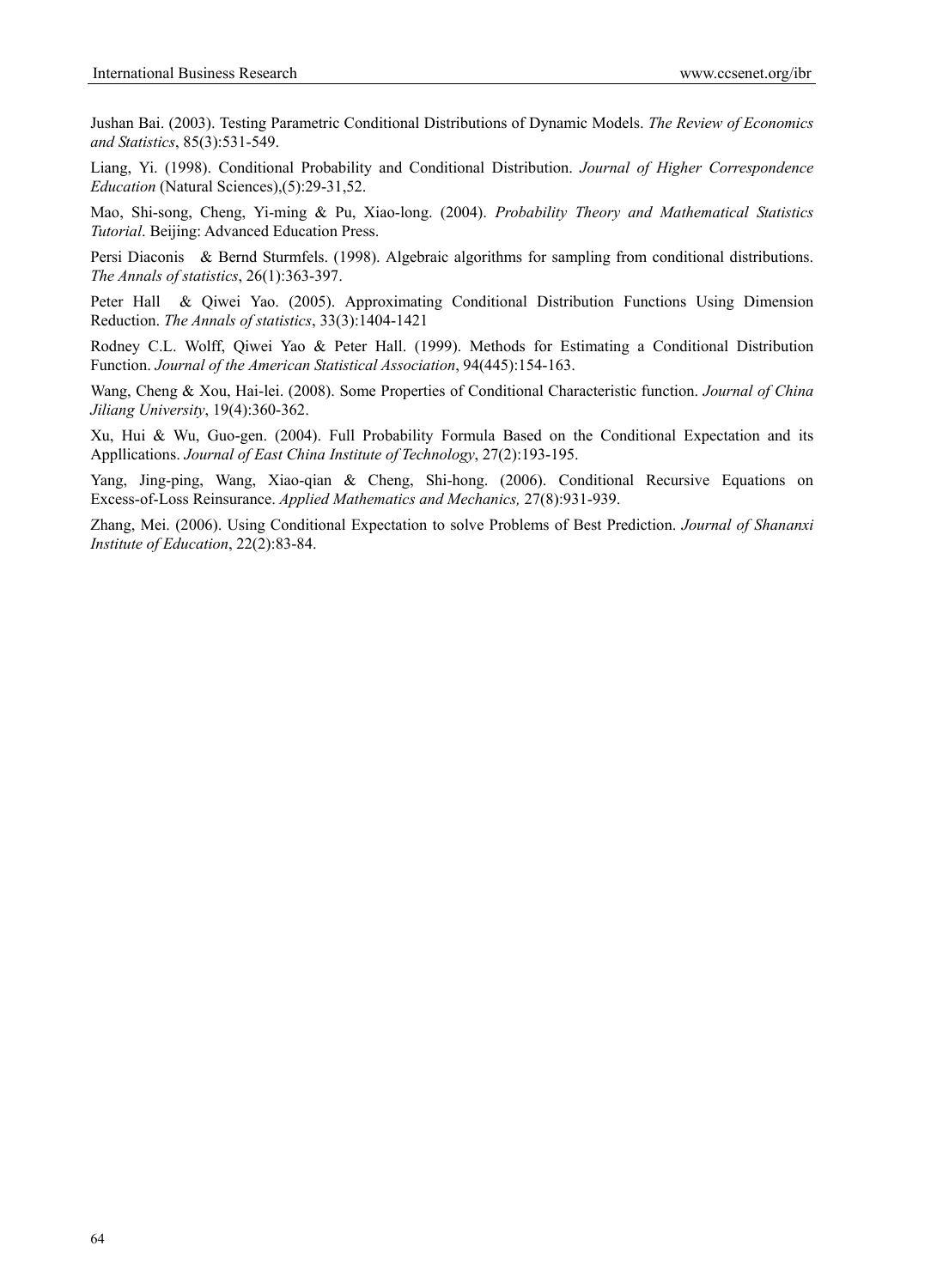Jushan Bai. (2003). Testing Parametric Conditional Distributions of Dynamic Models. *The Review of Economics and Statistics*, 85(3):531-549.

Liang, Yi. (1998). Conditional Probability and Conditional Distribution. *Journal of Higher Correspondence Education* (Natural Sciences),(5):29-31,52.

Mao, Shi-song, Cheng, Yi-ming & Pu, Xiao-long. (2004). *Probability Theory and Mathematical Statistics Tutorial*. Beijing: Advanced Education Press.

Persi Diaconis & Bernd Sturmfels. (1998). Algebraic algorithms for sampling from conditional distributions. *The Annals of statistics*, 26(1):363-397.

Peter Hall & Qiwei Yao. (2005). Approximating Conditional Distribution Functions Using Dimension Reduction. *The Annals of statistics*, 33(3):1404-1421

Rodney C.L. Wolff, Qiwei Yao & Peter Hall. (1999). Methods for Estimating a Conditional Distribution Function. *Journal of the American Statistical Association*, 94(445):154-163.

Wang, Cheng & Xou, Hai-lei. (2008). Some Properties of Conditional Characteristic function. *Journal of China Jiliang University*, 19(4):360-362.

Xu, Hui & Wu, Guo-gen. (2004). Full Probability Formula Based on the Conditional Expectation and its Appllications. *Journal of East China Institute of Technology*, 27(2):193-195.

Yang, Jing-ping, Wang, Xiao-qian & Cheng, Shi-hong. (2006). Conditional Recursive Equations on Excess-of-Loss Reinsurance. *Applied Mathematics and Mechanics,* 27(8):931-939.

Zhang, Mei. (2006). Using Conditional Expectation to solve Problems of Best Prediction. *Journal of Shananxi Institute of Education*, 22(2):83-84.